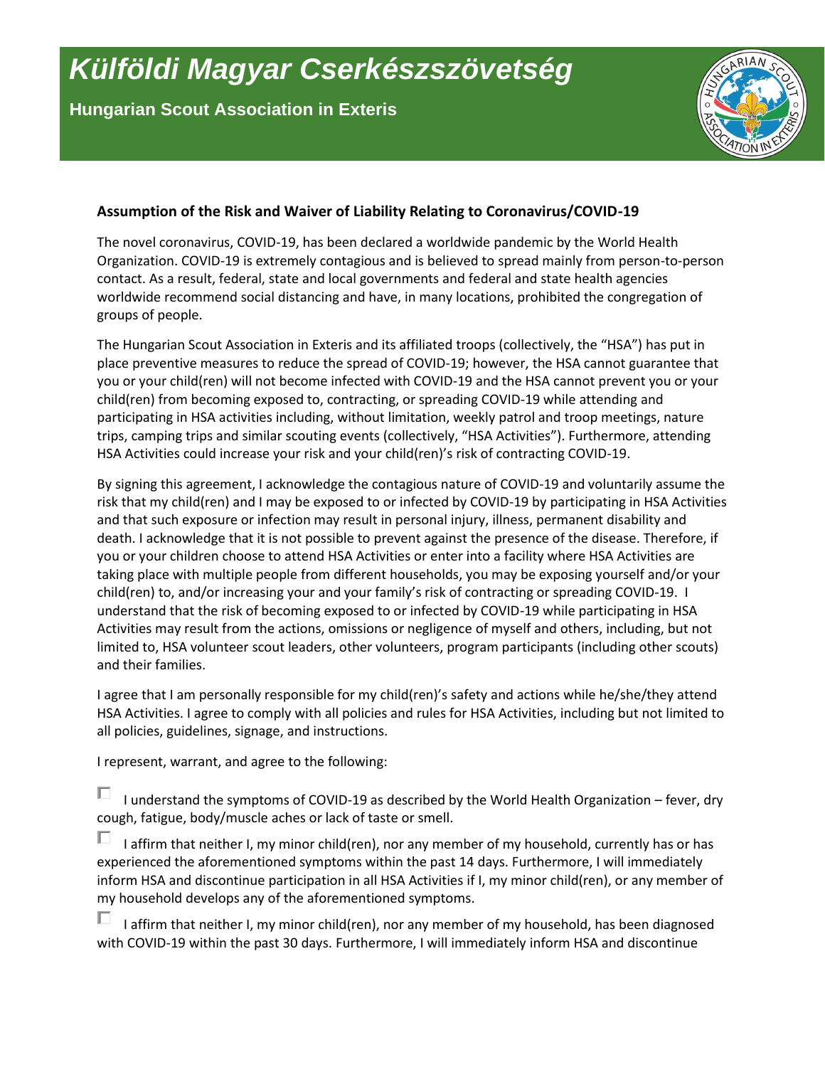# Külföldi Magyar Cserkészszövetség

## Hungarian Scout Association in Exteris

### Assumption of the Risk and Waiver of Liability Relating to Coronavirus/COVID-19

The novel coronavirus, COVID-19, has been declared a worldwide pandemic by the World Health Organization. COVID-19 is extremely contagious and is believed to spread mainly from person-to-person contact. As a result, federal, state and local governments and federal and state health agencies worldwide recommend social distancing and have, in many locations, prohibited the congregation of groups of people.

The Hungarian Scout Association in Exteris and its affiliated troops (collectively, the "HSA") has put in place preventive measures to reduce the spread of COVID-19; however, the HSA cannot guarantee that you or your child(ren) will not become infected with COVID-19 and the HSA cannot prevent you or your child(ren) from becoming exposed to, contracting, or spreading COVID-19 while attending and participating in HSA activities including, without limitation, weekly patrol and troop meetings, nature trips, camping trips and similar scouting events (collectively, "HSA Activities"). Furthermore, attending HSA Activities could increase your risk and your child(ren)'s risk of contracting COVID-19.

By signing this agreement, I acknowledge the contagious nature of COVID-19 and voluntarily assume the risk that my child(ren) and I may be exposed to or infected by COVID-19 by participating in HSA Activities and that such exposure or infection may result in personal injury, illness, permanent disability and death. I acknowledge that it is not possible to prevent against the presence of the disease. Therefore, if you or your children choose to attend HSA Activities or enter into a facility where HSA Activities are taking place with multiple people from different households, you may be exposing yourself and/or your child(ren) to, and/or increasing your and your family's risk of contracting or spreading COVID-19. I understand that the risk of becoming exposed to or infected by COVID-19 while participating in HSA Activities may result from the actions, omissions or negligence of myself and others, including, but not limited to, HSA volunteer scout leaders, other volunteers, program participants (including other scouts) and their families.

I agree that I am personally responsible for my child(ren)'s safety and actions while he/she/they attend HSA Activities. I agree to comply with all policies and rules for HSA Activities, including but not limited to all policies, guidelines, signage, and instructions.

I represent, warrant, and agree to the following:

☐ I understand the symptoms of COVID-19 as described by the World Health Organization – fever, dry cough, fatigue, body/muscle aches or lack of taste or smell.

☐ I affirm that neither I, my minor child(ren), nor any member of my household, currently has or has experienced the aforementioned symptoms within the past 14 days. Furthermore, I will immediately inform HSA and discontinue participation in all HSA Activities if I, my minor child(ren), or any member of my household develops any of the aforementioned symptoms.

☐ I affirm that neither I, my minor child(ren), nor any member of my household, has been diagnosed with COVID-19 within the past 30 days. Furthermore, I will immediately inform HSA and discontinue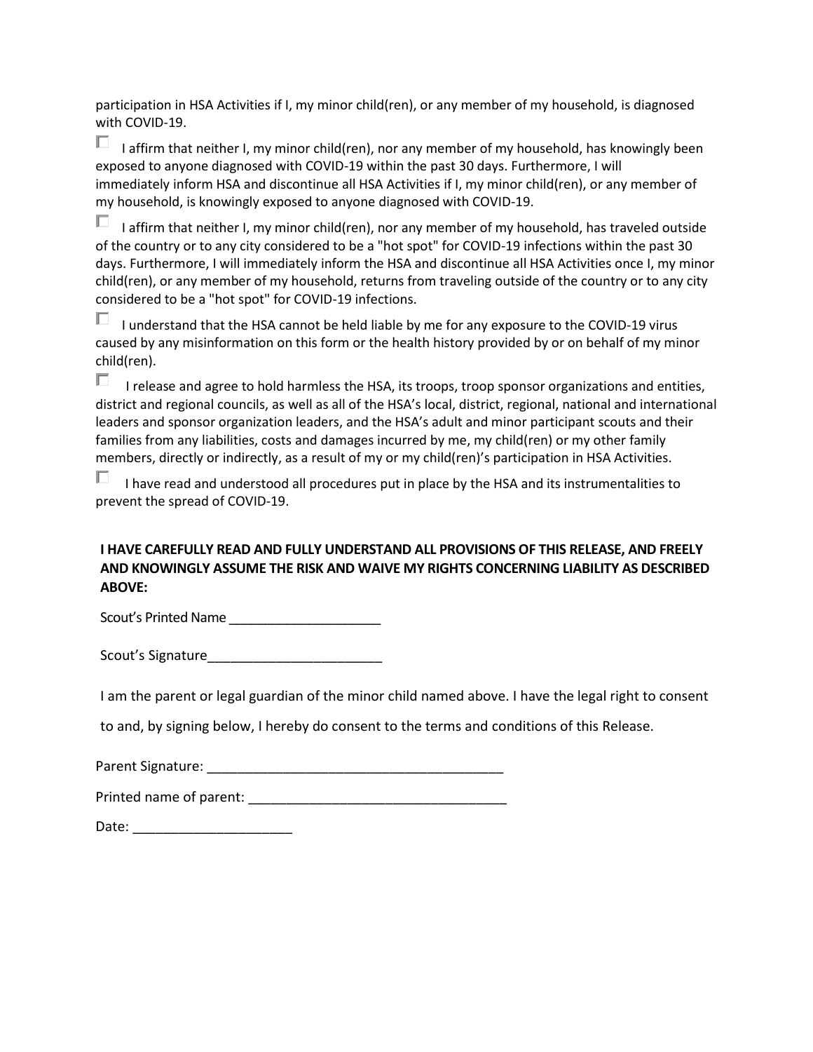participation in HSA Activities if I, my minor child(ren), or any member of my household, is diagnosed with COVID-19.

☐ I affirm that neither I, my minor child(ren), nor any member of my household, has knowingly been exposed to anyone diagnosed with COVID-19 within the past 30 days. Furthermore, I will immediately inform HSA and discontinue all HSA Activities if I, my minor child(ren), or any member of my household, is knowingly exposed to anyone diagnosed with COVID-19.

☐ I affirm that neither I, my minor child(ren), nor any member of my household, has traveled outside of the country or to any city considered to be a "hot spot" for COVID-19 infections within the past 30 days. Furthermore, I will immediately inform the HSA and discontinue all HSA Activities once I, my minor child(ren), or any member of my household, returns from traveling outside of the country or to any city considered to be a "hot spot" for COVID-19 infections.

☐ I understand that the HSA cannot be held liable by me for any exposure to the COVID-19 virus caused by any misinformation on this form or the health history provided by or on behalf of my minor child(ren).

☐ I release and agree to hold harmless the HSA, its troops, troop sponsor organizations and entities, district and regional councils, as well as all of the HSA's local, district, regional, national and international leaders and sponsor organization leaders, and the HSA's adult and minor participant scouts and their families from any liabilities, costs and damages incurred by me, my child(ren) or my other family members, directly or indirectly, as a result of my or my child(ren)'s participation in HSA Activities.

☐ I have read and understood all procedures put in place by the HSA and its instrumentalities to prevent the spread of COVID-19.

**I HAVE CAREFULLY READ AND FULLY UNDERSTAND ALL PROVISIONS OF THIS RELEASE, AND FREELY AND KNOWINGLY ASSUME THE RISK AND WAIVE MY RIGHTS CONCERNING LIABILITY AS DESCRIBED ABOVE:**

Scout's Printed Name ____________________

Scout's Signature_______________________

I am the parent or legal guardian of the minor child named above. I have the legal right to consent to and, by signing below, I hereby do consent to the terms and conditions of this Release.

Parent Signature: _______________________________________

Printed name of parent: __________________________________

Date: _____________________